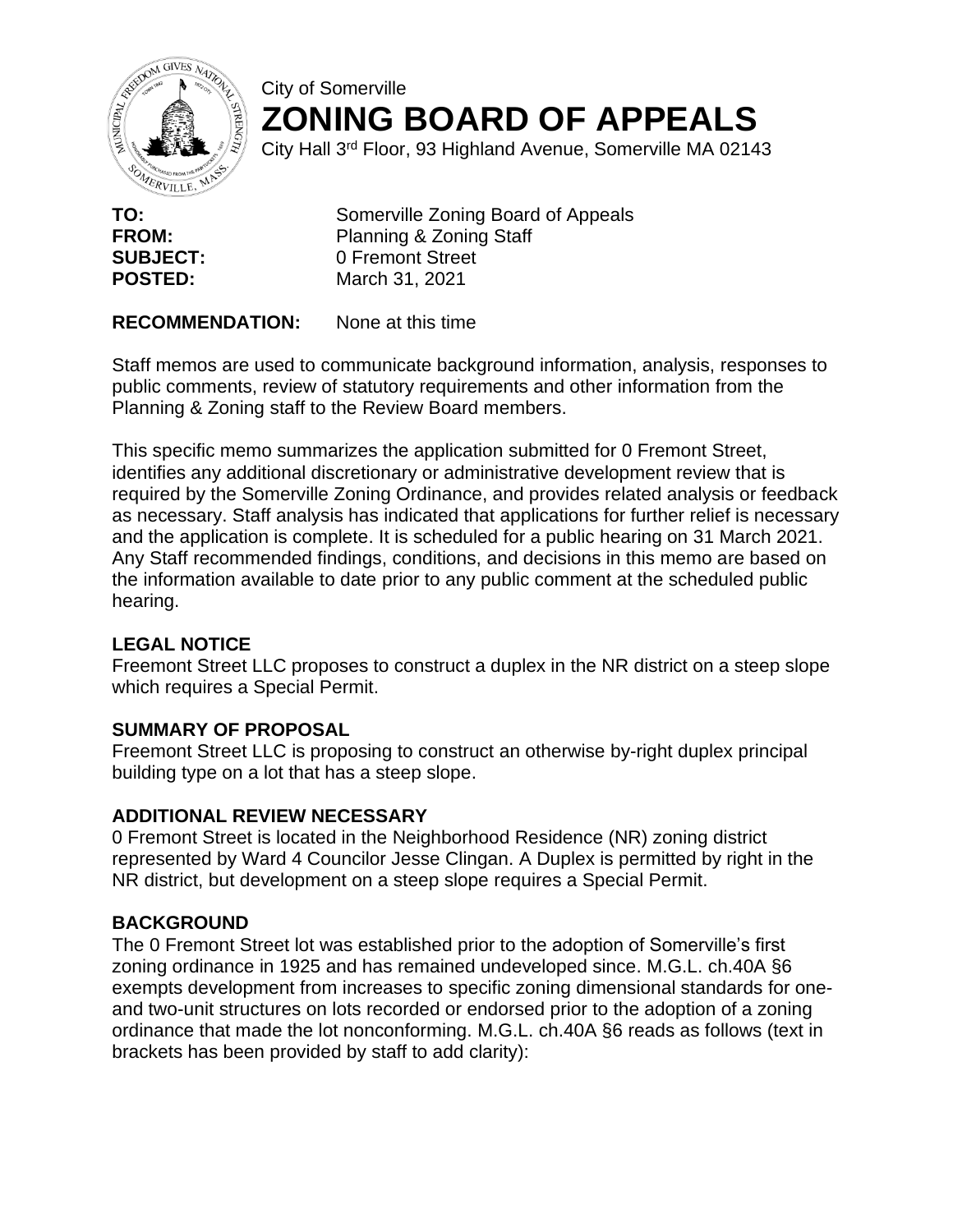City of Somerville

# ZONING BOARD OF APPEALS

City Hall 3rd Floor, 93 Highland Avenue, Somerville MA 02143

**TO:** Somerville Zoning Board of Appeals
**FROM:** Planning & Zoning Staff
**SUBJECT:** 0 Fremont Street
**POSTED:** March 31, 2021

**RECOMMENDATION:** None at this time

Staff memos are used to communicate background information, analysis, responses to public comments, review of statutory requirements and other information from the Planning & Zoning staff to the Review Board members.

This specific memo summarizes the application submitted for 0 Fremont Street, identifies any additional discretionary or administrative development review that is required by the Somerville Zoning Ordinance, and provides related analysis or feedback as necessary. Staff analysis has indicated that applications for further relief is necessary and the application is complete. It is scheduled for a public hearing on 31 March 2021. Any Staff recommended findings, conditions, and decisions in this memo are based on the information available to date prior to any public comment at the scheduled public hearing.

## LEGAL NOTICE

Freemont Street LLC proposes to construct a duplex in the NR district on a steep slope which requires a Special Permit.

## SUMMARY OF PROPOSAL

Freemont Street LLC is proposing to construct an otherwise by-right duplex principal building type on a lot that has a steep slope.

## ADDITIONAL REVIEW NECESSARY

0 Fremont Street is located in the Neighborhood Residence (NR) zoning district represented by Ward 4 Councilor Jesse Clingan. A Duplex is permitted by right in the NR district, but development on a steep slope requires a Special Permit.

## BACKGROUND

The 0 Fremont Street lot was established prior to the adoption of Somerville's first zoning ordinance in 1925 and has remained undeveloped since. M.G.L. ch.40A §6 exempts development from increases to specific zoning dimensional standards for one- and two-unit structures on lots recorded or endorsed prior to the adoption of a zoning ordinance that made the lot nonconforming. M.G.L. ch.40A §6 reads as follows (text in brackets has been provided by staff to add clarity):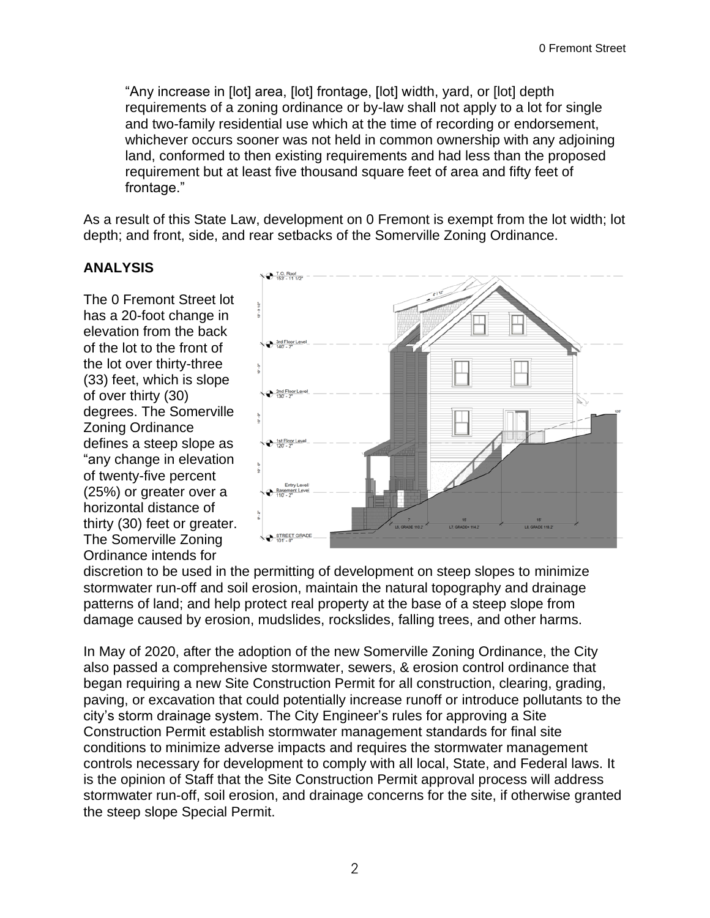"Any increase in [lot] area, [lot] frontage, [lot] width, yard, or [lot] depth requirements of a zoning ordinance or by-law shall not apply to a lot for single and two-family residential use which at the time of recording or endorsement, whichever occurs sooner was not held in common ownership with any adjoining land, conformed to then existing requirements and had less than the proposed requirement but at least five thousand square feet of area and fifty feet of frontage."

As a result of this State Law, development on 0 Fremont is exempt from the lot width; lot depth; and front, side, and rear setbacks of the Somerville Zoning Ordinance.

**ANALYSIS**

The 0 Fremont Street lot has a 20-foot change in elevation from the back of the lot to the front of the lot over thirty-three (33) feet, which is slope of over thirty (30) degrees. The Somerville Zoning Ordinance defines a steep slope as "any change in elevation of twenty-five percent (25%) or greater over a horizontal distance of thirty (30) feet or greater. The Somerville Zoning Ordinance intends for discretion to be used in the permitting of development on steep slopes to minimize stormwater run-off and soil erosion, maintain the natural topography and drainage patterns of land; and help protect real property at the base of a steep slope from damage caused by erosion, mudslides, rockslides, falling trees, and other harms.

In May of 2020, after the adoption of the new Somerville Zoning Ordinance, the City also passed a comprehensive stormwater, sewers, & erosion control ordinance that began requiring a new Site Construction Permit for all construction, clearing, grading, paving, or excavation that could potentially increase runoff or introduce pollutants to the city's storm drainage system. The City Engineer's rules for approving a Site Construction Permit establish stormwater management standards for final site conditions to minimize adverse impacts and requires the stormwater management controls necessary for development to comply with all local, State, and Federal laws. It is the opinion of Staff that the Site Construction Permit approval process will address stormwater run-off, soil erosion, and drainage concerns for the site, if otherwise granted the steep slope Special Permit.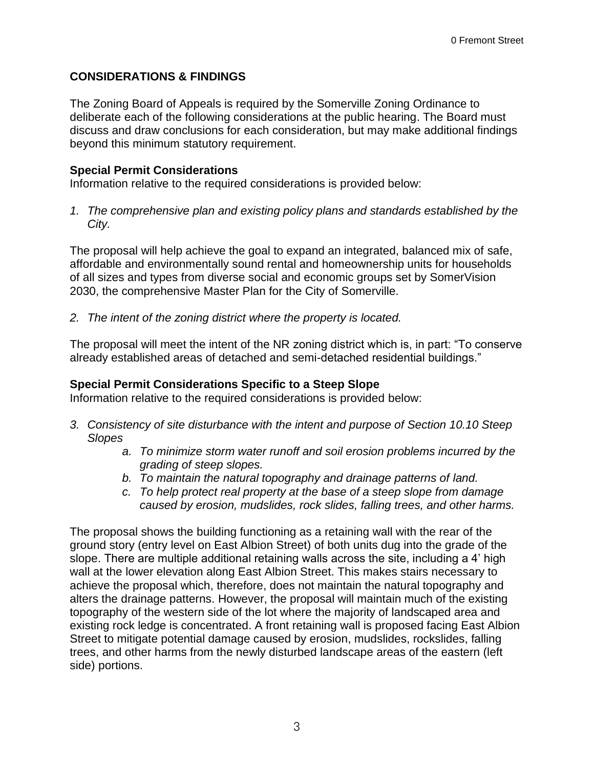## CONSIDERATIONS & FINDINGS

The Zoning Board of Appeals is required by the Somerville Zoning Ordinance to deliberate each of the following considerations at the public hearing. The Board must discuss and draw conclusions for each consideration, but may make additional findings beyond this minimum statutory requirement.

### Special Permit Considerations

Information relative to the required considerations is provided below:

1. *The comprehensive plan and existing policy plans and standards established by the City.*

The proposal will help achieve the goal to expand an integrated, balanced mix of safe, affordable and environmentally sound rental and homeownership units for households of all sizes and types from diverse social and economic groups set by SomerVision 2030, the comprehensive Master Plan for the City of Somerville.

2. *The intent of the zoning district where the property is located.*

The proposal will meet the intent of the NR zoning district which is, in part: "To conserve already established areas of detached and semi-detached residential buildings."

### Special Permit Considerations Specific to a Steep Slope

Information relative to the required considerations is provided below:

3. *Consistency of site disturbance with the intent and purpose of Section 10.10 Steep Slopes*
    a. *To minimize storm water runoff and soil erosion problems incurred by the grading of steep slopes.*
    b. *To maintain the natural topography and drainage patterns of land.*
    c. *To help protect real property at the base of a steep slope from damage caused by erosion, mudslides, rock slides, falling trees, and other harms.*

The proposal shows the building functioning as a retaining wall with the rear of the ground story (entry level on East Albion Street) of both units dug into the grade of the slope. There are multiple additional retaining walls across the site, including a 4' high wall at the lower elevation along East Albion Street. This makes stairs necessary to achieve the proposal which, therefore, does not maintain the natural topography and alters the drainage patterns. However, the proposal will maintain much of the existing topography of the western side of the lot where the majority of landscaped area and existing rock ledge is concentrated. A front retaining wall is proposed facing East Albion Street to mitigate potential damage caused by erosion, mudslides, rockslides, falling trees, and other harms from the newly disturbed landscape areas of the eastern (left side) portions.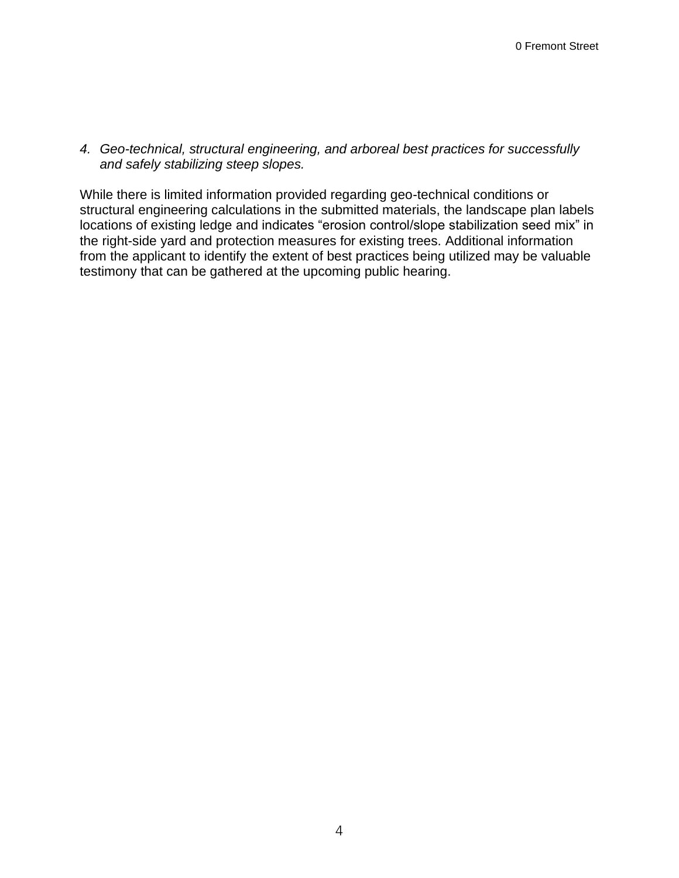4. *Geo-technical, structural engineering, and arboreal best practices for successfully and safely stabilizing steep slopes.*

While there is limited information provided regarding geo-technical conditions or structural engineering calculations in the submitted materials, the landscape plan labels locations of existing ledge and indicates "erosion control/slope stabilization seed mix" in the right-side yard and protection measures for existing trees. Additional information from the applicant to identify the extent of best practices being utilized may be valuable testimony that can be gathered at the upcoming public hearing.